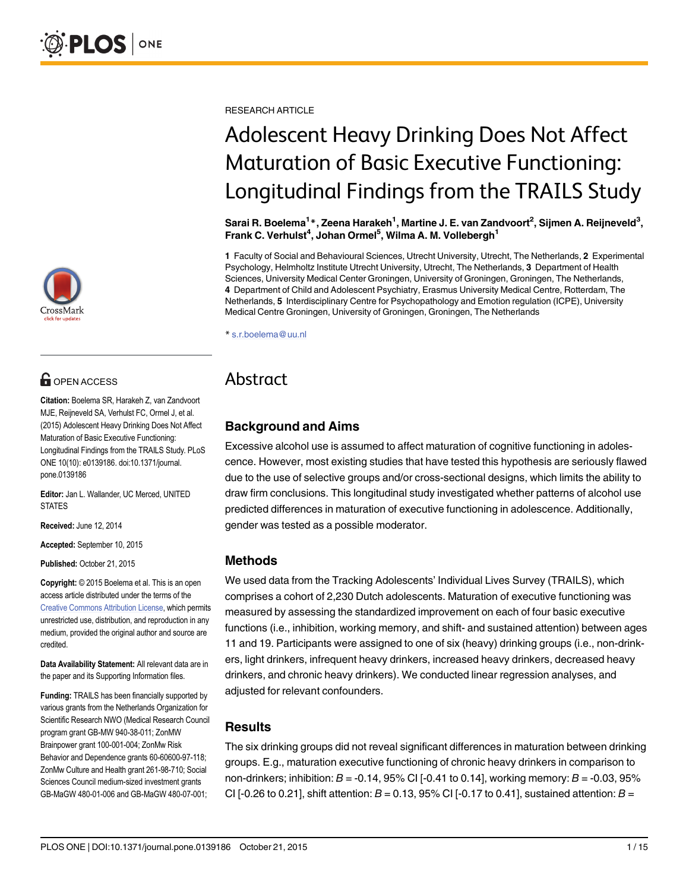RESEARCH ARTICLE

# Adolescent Heavy Drinking Does Not Affect Maturation of Basic Executive Functioning: Longitudinal Findings from the TRAILS Study

**Sarai R. Boelema[1]*, Zeena Harakeh[1], Martine J. E. van Zandvoort[2], Sijmen A. Reijneveld[3], Frank C. Verhulst[4], Johan Ormel[5], Wilma A. M. Vollebergh[1]**

**1** Faculty of Social and Behavioural Sciences, Utrecht University, Utrecht, The Netherlands, **2** Experimental Psychology, Helmholtz Institute Utrecht University, Utrecht, The Netherlands, **3** Department of Health Sciences, University Medical Center Groningen, University of Groningen, Groningen, The Netherlands, **4** Department of Child and Adolescent Psychiatry, Erasmus University Medical Centre, Rotterdam, The Netherlands, **5** Interdisciplinary Centre for Psychopathology and Emotion regulation (ICPE), University Medical Centre Groningen, University of Groningen, Groningen, The Netherlands

* s.r.boelema@uu.nl

OPEN ACCESS

**Citation:** Boelema SR, Harakeh Z, van Zandvoort MJE, Reijneveld SA, Verhulst FC, Ormel J, et al. (2015) Adolescent Heavy Drinking Does Not Affect Maturation of Basic Executive Functioning: Longitudinal Findings from the TRAILS Study. PLoS ONE 10(10): e0139186. doi:10.1371/journal.pone.0139186

**Editor:** Jan L. Wallander, UC Merced, UNITED STATES

**Received:** June 12, 2014

**Accepted:** September 10, 2015

**Published:** October 21, 2015

**Copyright:** © 2015 Boelema et al. This is an open access article distributed under the terms of the Creative Commons Attribution License, which permits unrestricted use, distribution, and reproduction in any medium, provided the original author and source are credited.

**Data Availability Statement:** All relevant data are in the paper and its Supporting Information files.

**Funding:** TRAILS has been financially supported by various grants from the Netherlands Organization for Scientific Research NWO (Medical Research Council program grant GB-MW 940-38-011; ZonMW Brainpower grant 100-001-004; ZonMw Risk Behavior and Dependence grants 60-60600-97-118; ZonMw Culture and Health grant 261-98-710; Social Sciences Council medium-sized investment grants GB-MaGW 480-01-006 and GB-MaGW 480-07-001;

# Abstract

## Background and Aims

Excessive alcohol use is assumed to affect maturation of cognitive functioning in adolescence. However, most existing studies that have tested this hypothesis are seriously flawed due to the use of selective groups and/or cross-sectional designs, which limits the ability to draw firm conclusions. This longitudinal study investigated whether patterns of alcohol use predicted differences in maturation of executive functioning in adolescence. Additionally, gender was tested as a possible moderator.

## Methods

We used data from the Tracking Adolescents' Individual Lives Survey (TRAILS), which comprises a cohort of 2,230 Dutch adolescents. Maturation of executive functioning was measured by assessing the standardized improvement on each of four basic executive functions (i.e., inhibition, working memory, and shift- and sustained attention) between ages 11 and 19. Participants were assigned to one of six (heavy) drinking groups (i.e., non-drinkers, light drinkers, infrequent heavy drinkers, increased heavy drinkers, decreased heavy drinkers, and chronic heavy drinkers). We conducted linear regression analyses, and adjusted for relevant confounders.

## Results

The six drinking groups did not reveal significant differences in maturation between drinking groups. E.g., maturation executive functioning of chronic heavy drinkers in comparison to non-drinkers; inhibition: $B$ = -0.14, 95% CI [-0.41 to 0.14], working memory: $B$ = -0.03, 95% CI [-0.26 to 0.21], shift attention: $B$ = 0.13, 95% CI [-0.17 to 0.41], sustained attention: $B$ =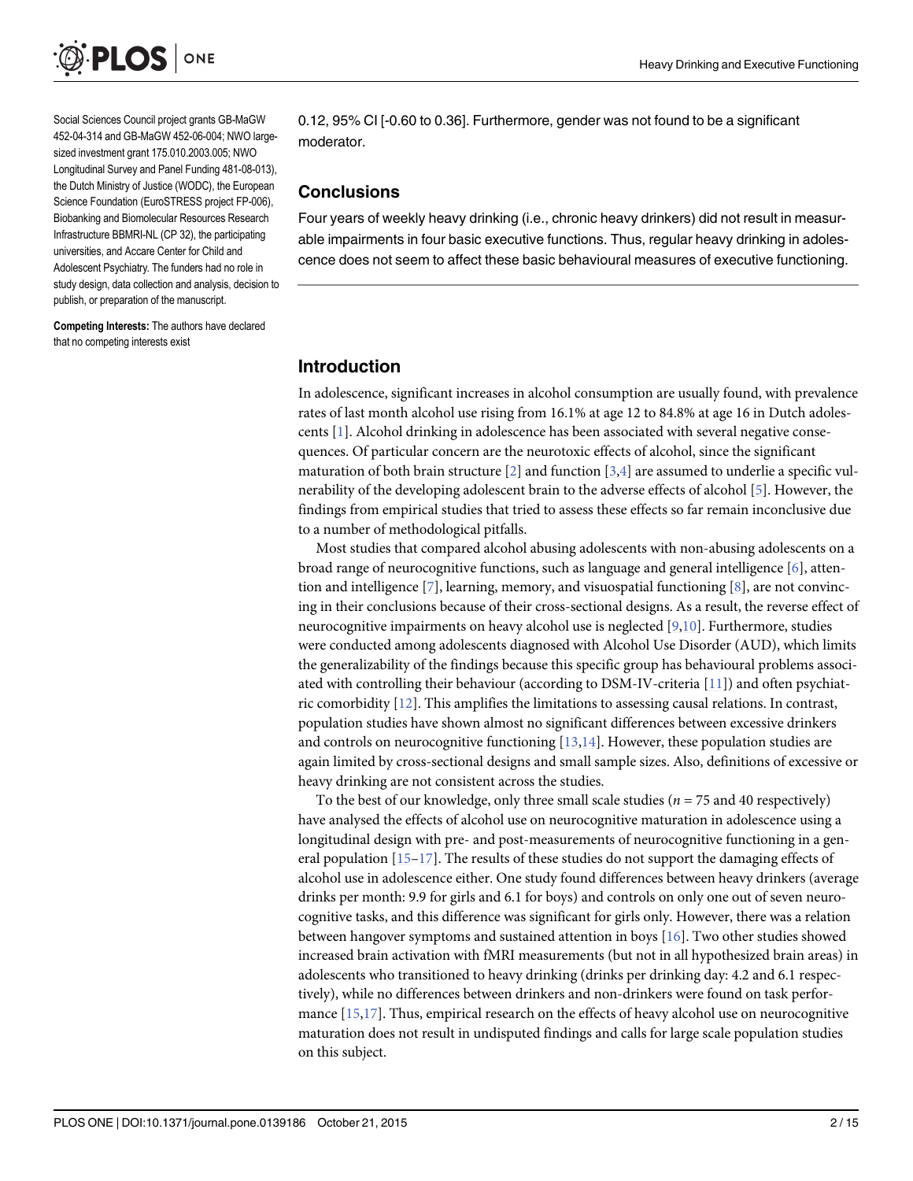Social Sciences Council project grants GB-MaGW 452-04-314 and GB-MaGW 452-06-004; NWO large-sized investment grant 175.010.2003.005; NWO Longitudinal Survey and Panel Funding 481-08-013), the Dutch Ministry of Justice (WODC), the European Science Foundation (EuroSTRESS project FP-006), Biobanking and Biomolecular Resources Research Infrastructure BBMRI-NL (CP 32), the participating universities, and Accare Center for Child and Adolescent Psychiatry. The funders had no role in study design, data collection and analysis, decision to publish, or preparation of the manuscript.

**Competing Interests:** The authors have declared that no competing interests exist

0.12, 95% CI [-0.60 to 0.36]. Furthermore, gender was not found to be a significant moderator.

### Conclusions

Four years of weekly heavy drinking (i.e., chronic heavy drinkers) did not result in measurable impairments in four basic executive functions. Thus, regular heavy drinking in adolescence does not seem to affect these basic behavioural measures of executive functioning.

## Introduction

In adolescence, significant increases in alcohol consumption are usually found, with prevalence rates of last month alcohol use rising from 16.1% at age 12 to 84.8% at age 16 in Dutch adolescents [1]. Alcohol drinking in adolescence has been associated with several negative consequences. Of particular concern are the neurotoxic effects of alcohol, since the significant maturation of both brain structure [2] and function [3,4] are assumed to underlie a specific vulnerability of the developing adolescent brain to the adverse effects of alcohol [5]. However, the findings from empirical studies that tried to assess these effects so far remain inconclusive due to a number of methodological pitfalls.

Most studies that compared alcohol abusing adolescents with non-abusing adolescents on a broad range of neurocognitive functions, such as language and general intelligence [6], attention and intelligence [7], learning, memory, and visuospatial functioning [8], are not convincing in their conclusions because of their cross-sectional designs. As a result, the reverse effect of neurocognitive impairments on heavy alcohol use is neglected [9,10]. Furthermore, studies were conducted among adolescents diagnosed with Alcohol Use Disorder (AUD), which limits the generalizability of the findings because this specific group has behavioural problems associated with controlling their behaviour (according to DSM-IV-criteria [11]) and often psychiatric comorbidity [12]. This amplifies the limitations to assessing causal relations. In contrast, population studies have shown almost no significant differences between excessive drinkers and controls on neurocognitive functioning [13,14]. However, these population studies are again limited by cross-sectional designs and small sample sizes. Also, definitions of excessive or heavy drinking are not consistent across the studies.

To the best of our knowledge, only three small scale studies ($n$ = 75 and 40 respectively) have analysed the effects of alcohol use on neurocognitive maturation in adolescence using a longitudinal design with pre- and post-measurements of neurocognitive functioning in a general population [15–17]. The results of these studies do not support the damaging effects of alcohol use in adolescence either. One study found differences between heavy drinkers (average drinks per month: 9.9 for girls and 6.1 for boys) and controls on only one out of seven neurocognitive tasks, and this difference was significant for girls only. However, there was a relation between hangover symptoms and sustained attention in boys [16]. Two other studies showed increased brain activation with fMRI measurements (but not in all hypothesized brain areas) in adolescents who transitioned to heavy drinking (drinks per drinking day: 4.2 and 6.1 respectively), while no differences between drinkers and non-drinkers were found on task performance [15,17]. Thus, empirical research on the effects of heavy alcohol use on neurocognitive maturation does not result in undisputed findings and calls for large scale population studies on this subject.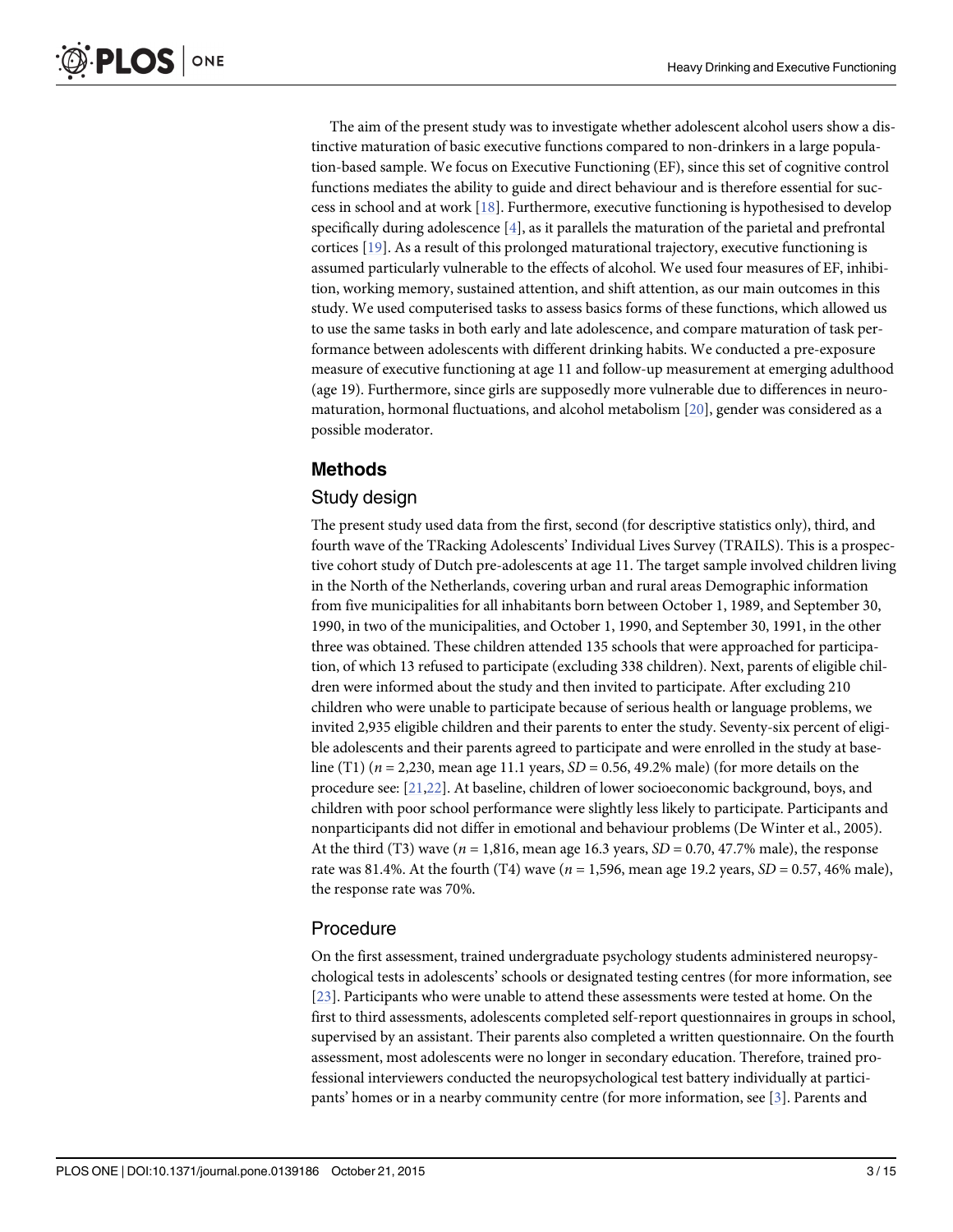The aim of the present study was to investigate whether adolescent alcohol users show a distinctive maturation of basic executive functions compared to non-drinkers in a large population-based sample. We focus on Executive Functioning (EF), since this set of cognitive control functions mediates the ability to guide and direct behaviour and is therefore essential for success in school and at work [18]. Furthermore, executive functioning is hypothesised to develop specifically during adolescence [4], as it parallels the maturation of the parietal and prefrontal cortices [19]. As a result of this prolonged maturational trajectory, executive functioning is assumed particularly vulnerable to the effects of alcohol. We used four measures of EF, inhibition, working memory, sustained attention, and shift attention, as our main outcomes in this study. We used computerised tasks to assess basics forms of these functions, which allowed us to use the same tasks in both early and late adolescence, and compare maturation of task performance between adolescents with different drinking habits. We conducted a pre-exposure measure of executive functioning at age 11 and follow-up measurement at emerging adulthood (age 19). Furthermore, since girls are supposedly more vulnerable due to differences in neuromaturation, hormonal fluctuations, and alcohol metabolism [20], gender was considered as a possible moderator.

## Methods

### Study design

The present study used data from the first, second (for descriptive statistics only), third, and fourth wave of the TRacking Adolescents' Individual Lives Survey (TRAILS). This is a prospective cohort study of Dutch pre-adolescents at age 11. The target sample involved children living in the North of the Netherlands, covering urban and rural areas Demographic information from five municipalities for all inhabitants born between October 1, 1989, and September 30, 1990, in two of the municipalities, and October 1, 1990, and September 30, 1991, in the other three was obtained. These children attended 135 schools that were approached for participation, of which 13 refused to participate (excluding 338 children). Next, parents of eligible children were informed about the study and then invited to participate. After excluding 210 children who were unable to participate because of serious health or language problems, we invited 2,935 eligible children and their parents to enter the study. Seventy-six percent of eligible adolescents and their parents agreed to participate and were enrolled in the study at baseline (T1) ($n$ = 2,230, mean age 11.1 years, $SD$ = 0.56, 49.2% male) (for more details on the procedure see: [21,22]. At baseline, children of lower socioeconomic background, boys, and children with poor school performance were slightly less likely to participate. Participants and nonparticipants did not differ in emotional and behaviour problems (De Winter et al., 2005). At the third (T3) wave ($n$ = 1,816, mean age 16.3 years, $SD$ = 0.70, 47.7% male), the response rate was 81.4%. At the fourth (T4) wave ($n$ = 1,596, mean age 19.2 years, $SD$ = 0.57, 46% male), the response rate was 70%.

### Procedure

On the first assessment, trained undergraduate psychology students administered neuropsychological tests in adolescents' schools or designated testing centres (for more information, see [23]. Participants who were unable to attend these assessments were tested at home. On the first to third assessments, adolescents completed self-report questionnaires in groups in school, supervised by an assistant. Their parents also completed a written questionnaire. On the fourth assessment, most adolescents were no longer in secondary education. Therefore, trained professional interviewers conducted the neuropsychological test battery individually at participants' homes or in a nearby community centre (for more information, see [3]. Parents and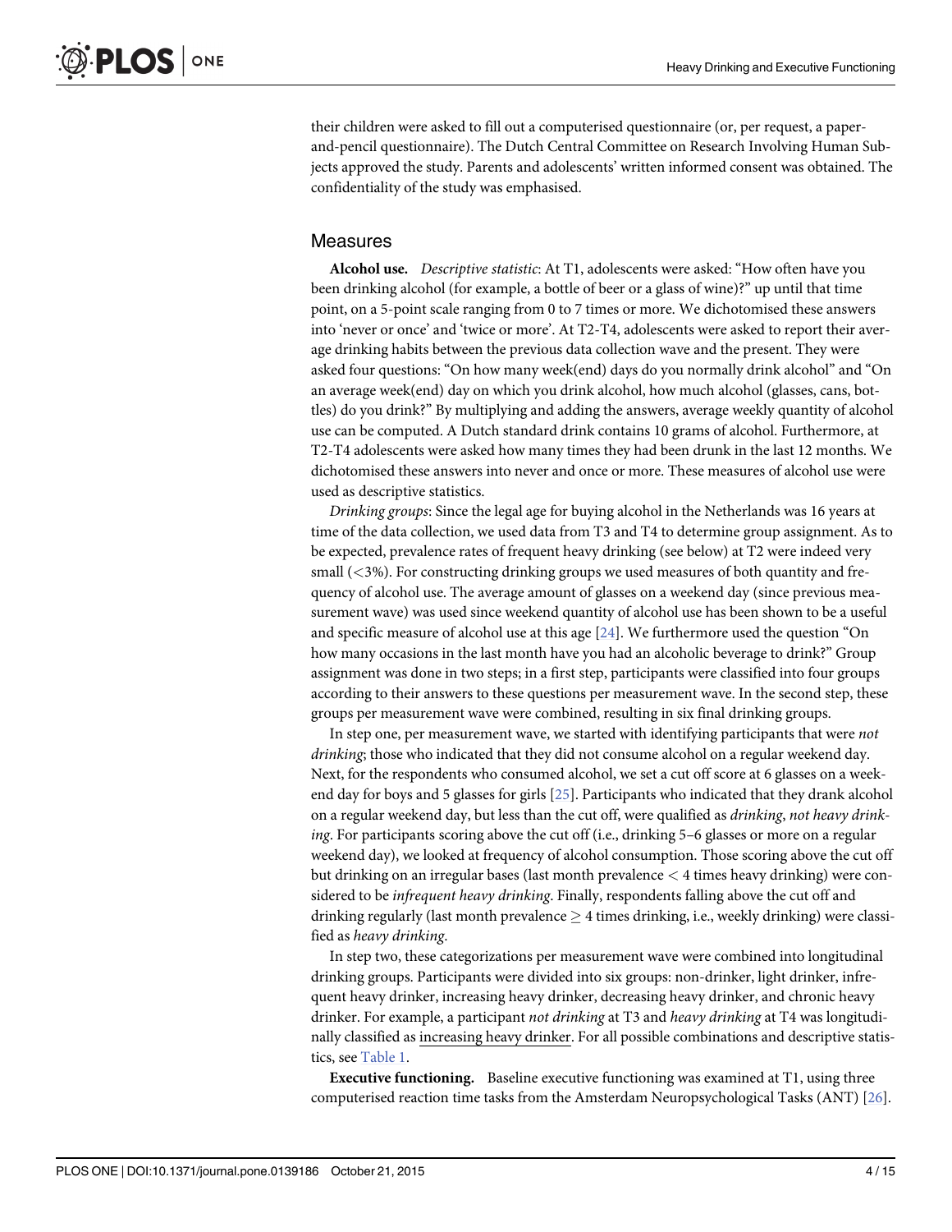their children were asked to fill out a computerised questionnaire (or, per request, a paper-and-pencil questionnaire). The Dutch Central Committee on Research Involving Human Subjects approved the study. Parents and adolescents' written informed consent was obtained. The confidentiality of the study was emphasised.

## Measures

**Alcohol use.** *Descriptive statistic*: At T1, adolescents were asked: "How often have you been drinking alcohol (for example, a bottle of beer or a glass of wine)?" up until that time point, on a 5-point scale ranging from 0 to 7 times or more. We dichotomised these answers into 'never or once' and 'twice or more'. At T2-T4, adolescents were asked to report their average drinking habits between the previous data collection wave and the present. They were asked four questions: "On how many week(end) days do you normally drink alcohol" and "On an average week(end) day on which you drink alcohol, how much alcohol (glasses, cans, bottles) do you drink?" By multiplying and adding the answers, average weekly quantity of alcohol use can be computed. A Dutch standard drink contains 10 grams of alcohol. Furthermore, at T2-T4 adolescents were asked how many times they had been drunk in the last 12 months. We dichotomised these answers into never and once or more. These measures of alcohol use were used as descriptive statistics.

*Drinking groups*: Since the legal age for buying alcohol in the Netherlands was 16 years at time of the data collection, we used data from T3 and T4 to determine group assignment. As to be expected, prevalence rates of frequent heavy drinking (see below) at T2 were indeed very small (<3%). For constructing drinking groups we used measures of both quantity and frequency of alcohol use. The average amount of glasses on a weekend day (since previous measurement wave) was used since weekend quantity of alcohol use has been shown to be a useful and specific measure of alcohol use at this age [24]. We furthermore used the question "On how many occasions in the last month have you had an alcoholic beverage to drink?" Group assignment was done in two steps; in a first step, participants were classified into four groups according to their answers to these questions per measurement wave. In the second step, these groups per measurement wave were combined, resulting in six final drinking groups.

In step one, per measurement wave, we started with identifying participants that were *not drinking*; those who indicated that they did not consume alcohol on a regular weekend day. Next, for the respondents who consumed alcohol, we set a cut off score at 6 glasses on a weekend day for boys and 5 glasses for girls [25]. Participants who indicated that they drank alcohol on a regular weekend day, but less than the cut off, were qualified as *drinking, not heavy drinking*. For participants scoring above the cut off (i.e., drinking 5–6 glasses or more on a regular weekend day), we looked at frequency of alcohol consumption. Those scoring above the cut off but drinking on an irregular bases (last month prevalence < 4 times heavy drinking) were considered to be *infrequent heavy drinking*. Finally, respondents falling above the cut off and drinking regularly (last month prevalence ≥ 4 times drinking, i.e., weekly drinking) were classified as *heavy drinking*.

In step two, these categorizations per measurement wave were combined into longitudinal drinking groups. Participants were divided into six groups: non-drinker, light drinker, infrequent heavy drinker, increasing heavy drinker, decreasing heavy drinker, and chronic heavy drinker. For example, a participant *not drinking* at T3 and *heavy drinking* at T4 was longitudinally classified as increasing heavy drinker. For all possible combinations and descriptive statistics, see Table 1.

**Executive functioning.** Baseline executive functioning was examined at T1, using three computerised reaction time tasks from the Amsterdam Neuropsychological Tasks (ANT) [26].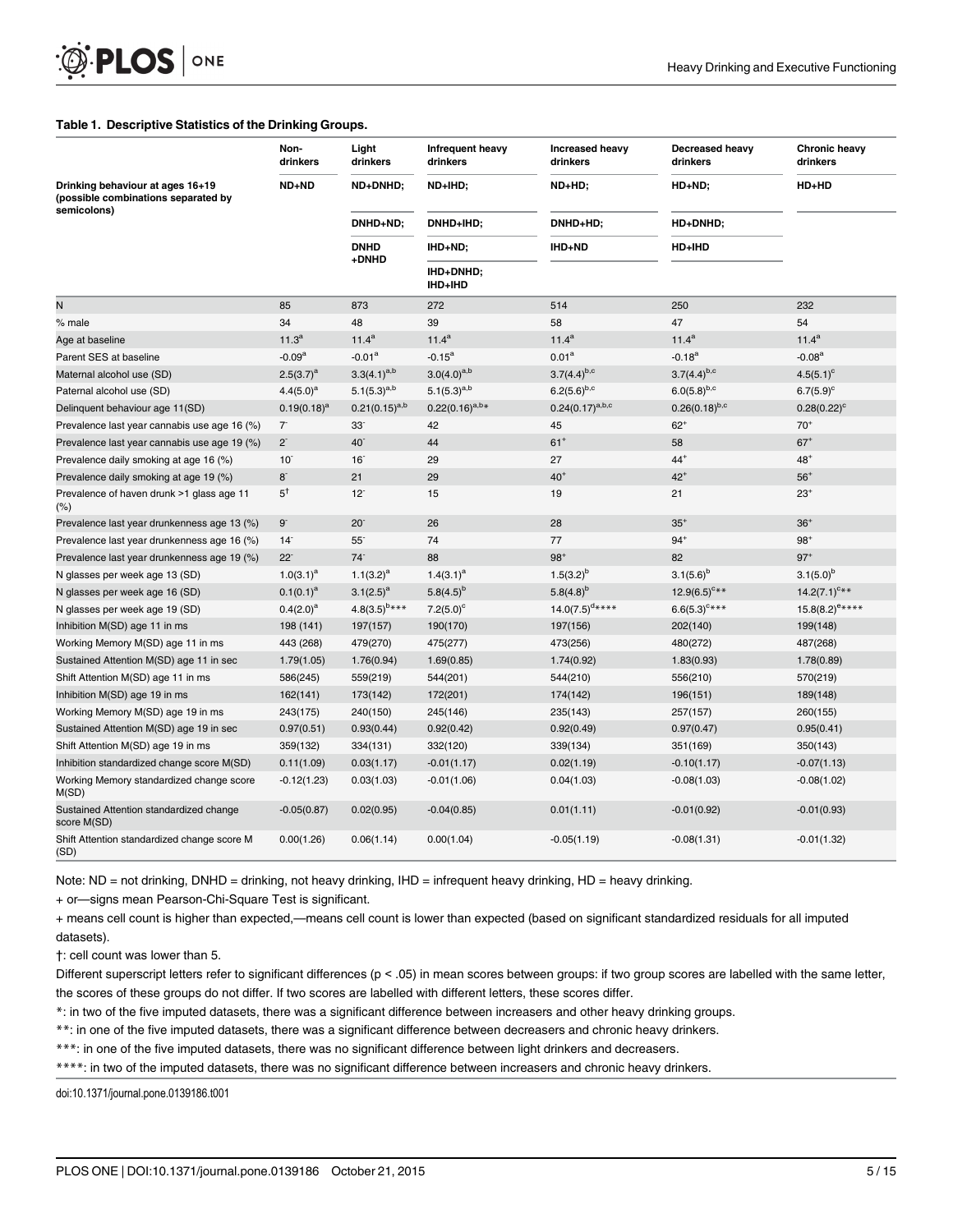**Table 1. Descriptive Statistics of the Drinking Groups.**

| | Non-drinkers | Light drinkers | Infrequent heavy drinkers | Increased heavy drinkers | Decreased heavy drinkers | Chronic heavy drinkers |
|---|---|---|---|---|---|---|
| Drinking behaviour at ages 16+19 (possible combinations separated by semicolons) | ND+ND | ND+DNHD; | ND+IHD; | ND+HD; | HD+ND; | HD+HD |
| | | DNHD+ND; | DNHD+IHD; | DNHD+HD; | HD+DNHD; | |
| | | DNHD +DNHD | IHD+ND; | IHD+ND | HD+IHD | |
| | | | IHD+DNHD; IHD+IHD | | | |
| N | 85 | 873 | 272 | 514 | 250 | 232 |
| % male | 34 | 48 | 39 | 58 | 47 | 54 |
| Age at baseline | 11.3[a] | 11.4[a] | 11.4[a] | 11.4[a] | 11.4[a] | 11.4[a] |
| Parent SES at baseline | -0.09[a] | -0.01[a] | -0.15[a] | 0.01[a] | -0.18[a] | -0.08[a] |
| Maternal alcohol use (SD) | 2.5(3.7)[a] | 3.3(4.1)[a,b] | 3.0(4.0)[a,b] | 3.7(4.4)[b,c] | 3.7(4.4)[b,c] | 4.5(5.1)[c] |
| Paternal alcohol use (SD) | 4.4(5.0)[a] | 5.1(5.3)[a,b] | 5.1(5.3)[a,b] | 6.2(5.6)[b,c] | 6.0(5.8)[b,c] | 6.7(5.9)[c] |
| Delinquent behaviour age 11(SD) | 0.19(0.18)[a] | 0.21(0.15)[a,b] | 0.22(0.16)[a,b]* | 0.24(0.17)[a,b,c] | 0.26(0.18)[b,c] | 0.28(0.22)[c] |
| Prevalence last year cannabis use age 16 (%) | 7- | 33- | 42 | 45 | 62+ | 70+ |
| Prevalence last year cannabis use age 19 (%) | 2- | 40- | 44 | 61+ | 58 | 67+ |
| Prevalence daily smoking at age 16 (%) | 10- | 16- | 29 | 27 | 44+ | 48+ |
| Prevalence daily smoking at age 19 (%) | 8- | 21 | 29 | 40+ | 42+ | 56+ |
| Prevalence of haven drunk >1 glass age 11 (%) | 5† | 12- | 15 | 19 | 21 | 23+ |
| Prevalence last year drunkenness age 13 (%) | 9- | 20- | 26 | 28 | 35+ | 36+ |
| Prevalence last year drunkenness age 16 (%) | 14- | 55- | 74 | 77 | 94+ | 98+ |
| Prevalence last year drunkenness age 19 (%) | 22- | 74- | 88 | 98+ | 82 | 97+ |
| N glasses per week age 13 (SD) | 1.0(3.1)[a] | 1.1(3.2)[a] | 1.4(3.1)[a] | 1.5(3.2)[b] | 3.1(5.6)[b] | 3.1(5.0)[b] |
| N glasses per week age 16 (SD) | 0.1(0.1)[a] | 3.1(2.5)[a] | 5.8(4.5)[b] | 5.8(4.8)[b] | 12.9(6.5)[c]** | 14.2(7.1)[c]** |
| N glasses per week age 19 (SD) | 0.4(2.0)[a] | 4.8(3.5)[b]*** | 7.2(5.0)[c] | 14.0(7.5)[d]**** | 6.6(5.3)[c]*** | 15.8(8.2)[e]**** |
| Inhibition M(SD) age 11 in ms | 198 (141) | 197(157) | 190(170) | 197(156) | 202(140) | 199(148) |
| Working Memory M(SD) age 11 in ms | 443 (268) | 479(270) | 475(277) | 473(256) | 480(272) | 487(268) |
| Sustained Attention M(SD) age 11 in sec | 1.79(1.05) | 1.76(0.94) | 1.69(0.85) | 1.74(0.92) | 1.83(0.93) | 1.78(0.89) |
| Shift Attention M(SD) age 11 in ms | 586(245) | 559(219) | 544(201) | 544(210) | 556(210) | 570(219) |
| Inhibition M(SD) age 19 in ms | 162(141) | 173(142) | 172(201) | 174(142) | 196(151) | 189(148) |
| Working Memory M(SD) age 19 in ms | 243(175) | 240(150) | 245(146) | 235(143) | 257(157) | 260(155) |
| Sustained Attention M(SD) age 19 in sec | 0.97(0.51) | 0.93(0.44) | 0.92(0.42) | 0.92(0.49) | 0.97(0.47) | 0.95(0.41) |
| Shift Attention M(SD) age 19 in ms | 359(132) | 334(131) | 332(120) | 339(134) | 351(169) | 350(143) |
| Inhibition standardized change score M(SD) | 0.11(1.09) | 0.03(1.17) | -0.01(1.17) | 0.02(1.19) | -0.10(1.17) | -0.07(1.13) |
| Working Memory standardized change score M(SD) | -0.12(1.23) | 0.03(1.03) | -0.01(1.06) | 0.04(1.03) | -0.08(1.03) | -0.08(1.02) |
| Sustained Attention standardized change score M(SD) | -0.05(0.87) | 0.02(0.95) | -0.04(0.85) | 0.01(1.11) | -0.01(0.92) | -0.01(0.93) |
| Shift Attention standardized change score M (SD) | 0.00(1.26) | 0.06(1.14) | 0.00(1.04) | -0.05(1.19) | -0.08(1.31) | -0.01(1.32) |

Note: ND = not drinking, DNHD = drinking, not heavy drinking, IHD = infrequent heavy drinking, HD = heavy drinking.

+ or—signs mean Pearson-Chi-Square Test is significant.

+ means cell count is higher than expected,—means cell count is lower than expected (based on significant standardized residuals for all imputed datasets).

†: cell count was lower than 5.

Different superscript letters refer to significant differences ($p < .05$) in mean scores between groups: if two group scores are labelled with the same letter, the scores of these groups do not differ. If two scores are labelled with different letters, these scores differ.

*: in two of the five imputed datasets, there was a significant difference between increasers and other heavy drinking groups.

**: in one of the five imputed datasets, there was a significant difference between decreasers and chronic heavy drinkers.

***: in one of the five imputed datasets, there was no significant difference between light drinkers and decreasers.

****: in two of the imputed datasets, there was no significant difference between increasers and chronic heavy drinkers.

doi:10.1371/journal.pone.0139186.t001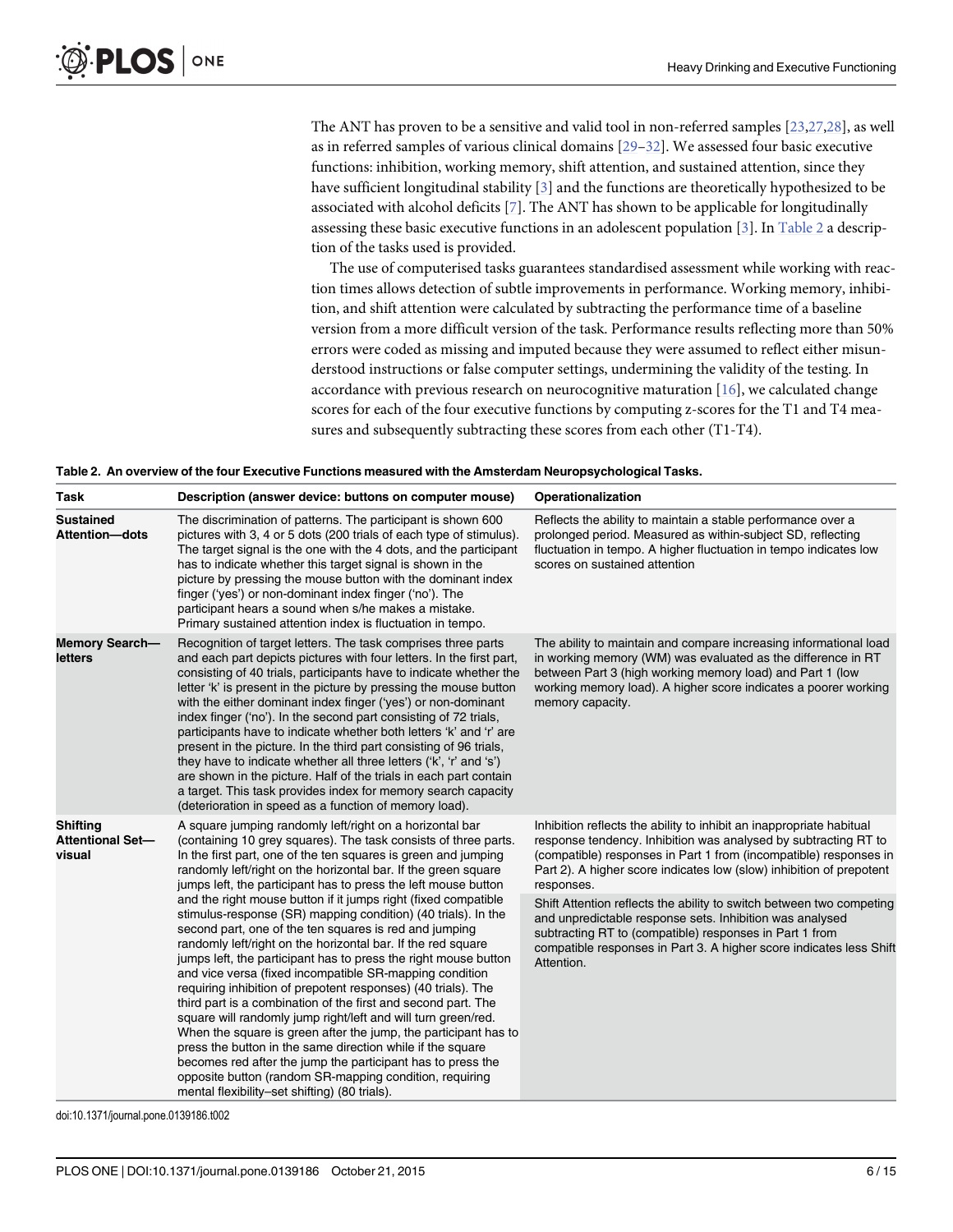The ANT has proven to be a sensitive and valid tool in non-referred samples [23,27,28], as well as in referred samples of various clinical domains [29–32]. We assessed four basic executive functions: inhibition, working memory, shift attention, and sustained attention, since they have sufficient longitudinal stability [3] and the functions are theoretically hypothesized to be associated with alcohol deficits [7]. The ANT has shown to be applicable for longitudinally assessing these basic executive functions in an adolescent population [3]. In Table 2 a description of the tasks used is provided.

The use of computerised tasks guarantees standardised assessment while working with reaction times allows detection of subtle improvements in performance. Working memory, inhibition, and shift attention were calculated by subtracting the performance time of a baseline version from a more difficult version of the task. Performance results reflecting more than 50% errors were coded as missing and imputed because they were assumed to reflect either misunderstood instructions or false computer settings, undermining the validity of the testing. In accordance with previous research on neurocognitive maturation [16], we calculated change scores for each of the four executive functions by computing z-scores for the T1 and T4 measures and subsequently subtracting these scores from each other (T1-T4).

**Table 2. An overview of the four Executive Functions measured with the Amsterdam Neuropsychological Tasks.**

| Task | Description (answer device: buttons on computer mouse) | Operationalization |
| --- | --- | --- |
| **Sustained Attention—dots** | The discrimination of patterns. The participant is shown 600 pictures with 3, 4 or 5 dots (200 trials of each type of stimulus). The target signal is the one with the 4 dots, and the participant has to indicate whether this target signal is shown in the picture by pressing the mouse button with the dominant index finger ('yes') or non-dominant index finger ('no'). The participant hears a sound when s/he makes a mistake. Primary sustained attention index is fluctuation in tempo. | Reflects the ability to maintain a stable performance over a prolonged period. Measured as within-subject SD, reflecting fluctuation in tempo. A higher fluctuation in tempo indicates low scores on sustained attention |
| **Memory Search—letters** | Recognition of target letters. The task comprises three parts and each part depicts pictures with four letters. In the first part, consisting of 40 trials, participants have to indicate whether the letter 'k' is present in the picture by pressing the mouse button with the either dominant index finger ('yes') or non-dominant index finger ('no'). In the second part consisting of 72 trials, participants have to indicate whether both letters 'k' and 'r' are present in the picture. In the third part consisting of 96 trials, they have to indicate whether all three letters ('k', 'r' and 's') are shown in the picture. Half of the trials in each part contain a target. This task provides index for memory search capacity (deterioration in speed as a function of memory load). | The ability to maintain and compare increasing informational load in working memory (WM) was evaluated as the difference in RT between Part 3 (high working memory load) and Part 1 (low working memory load). A higher score indicates a poorer working memory capacity. |
| **Shifting Attentional Set—visual** | A square jumping randomly left/right on a horizontal bar (containing 10 grey squares). The task consists of three parts. In the first part, one of the ten squares is green and jumping randomly left/right on the horizontal bar. If the green square jumps left, the participant has to press the left mouse button and the right mouse button if it jumps right (fixed compatible stimulus-response (SR) mapping condition) (40 trials). In the second part, one of the ten squares is red and jumping randomly left/right on the horizontal bar. If the red square jumps left, the participant has to press the right mouse button and vice versa (fixed incompatible SR-mapping condition requiring inhibition of prepotent responses) (40 trials). The third part is a combination of the first and second part. The square will randomly jump right/left and will turn green/red. When the square is green after the jump, the participant has to press the button in the same direction while if the square becomes red after the jump the participant has to press the opposite button (random SR-mapping condition, requiring mental flexibility–set shifting) (80 trials). | Inhibition reflects the ability to inhibit an inappropriate habitual response tendency. Inhibition was analysed by subtracting RT to (compatible) responses in Part 1 from (incompatible) responses in Part 2). A higher score indicates low (slow) inhibition of prepotent responses.<br><br>Shift Attention reflects the ability to switch between two competing and unpredictable response sets. Inhibition was analysed subtracting RT to (compatible) responses in Part 1 from compatible responses in Part 3. A higher score indicates less Shift Attention. |

doi:10.1371/journal.pone.0139186.t002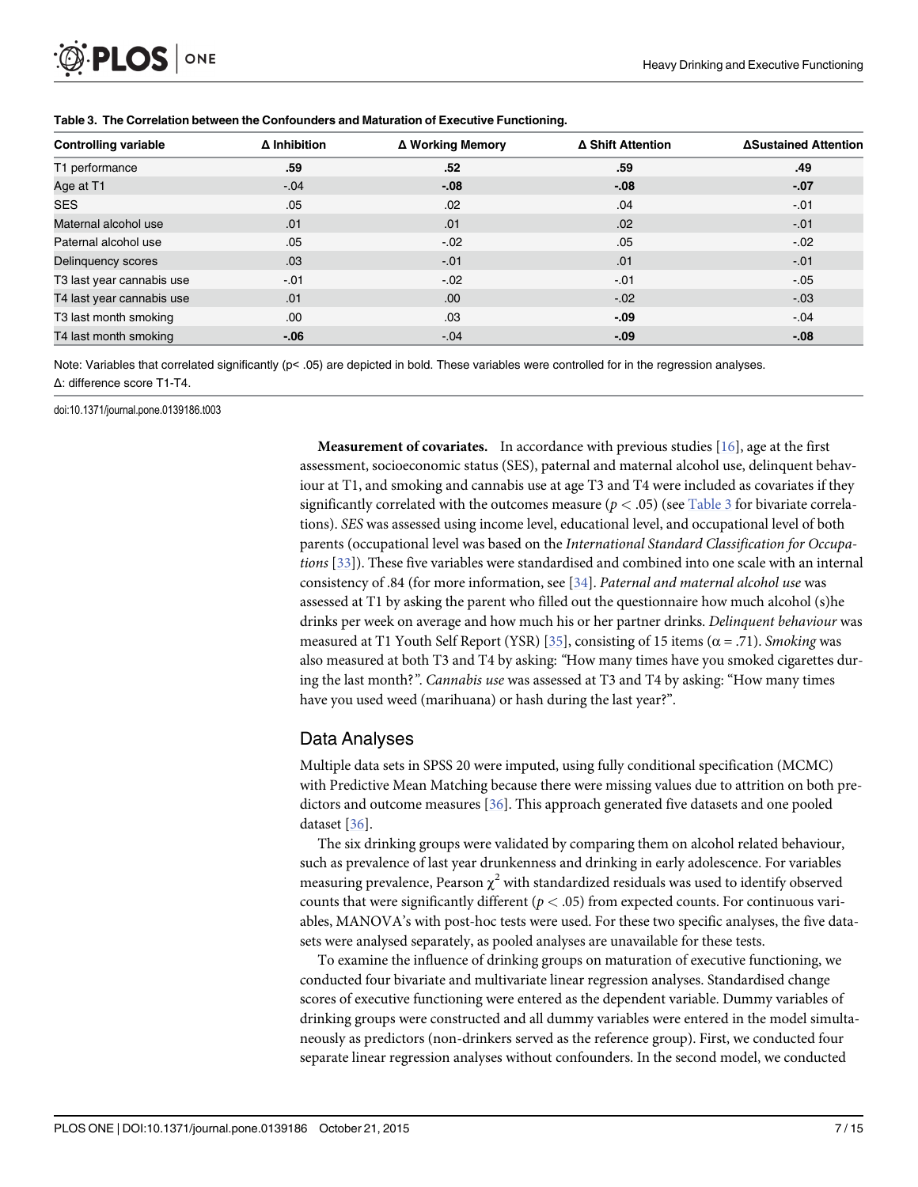**Table 3. The Correlation between the Confounders and Maturation of Executive Functioning.**

| Controlling variable | Δ Inhibition | Δ Working Memory | Δ Shift Attention | ΔSustained Attention |
|---|---|---|---|---|
| T1 performance | **.59** | **.52** | **.59** | **.49** |
| Age at T1 | -.04 | **-.08** | **-.08** | **-.07** |
| SES | .05 | .02 | .04 | -.01 |
| Maternal alcohol use | .01 | .01 | .02 | -.01 |
| Paternal alcohol use | .05 | -.02 | .05 | -.02 |
| Delinquency scores | .03 | -.01 | .01 | -.01 |
| T3 last year cannabis use | -.01 | -.02 | -.01 | -.05 |
| T4 last year cannabis use | .01 | .00 | -.02 | -.03 |
| T3 last month smoking | .00 | .03 | **-.09** | -.04 |
| T4 last month smoking | **-.06** | -.04 | **-.09** | **-.08** |

Note: Variables that correlated significantly (p< .05) are depicted in bold. These variables were controlled for in the regression analyses.
Δ: difference score T1-T4.

doi:10.1371/journal.pone.0139186.t003

**Measurement of covariates.** In accordance with previous studies [16], age at the first assessment, socioeconomic status (SES), paternal and maternal alcohol use, delinquent behaviour at T1, and smoking and cannabis use at age T3 and T4 were included as covariates if they significantly correlated with the outcomes measure ($p < .05$) (see Table 3 for bivariate correlations). *SES* was assessed using income level, educational level, and occupational level of both parents (occupational level was based on the *International Standard Classification for Occupations* [33]). These five variables were standardised and combined into one scale with an internal consistency of .84 (for more information, see [34]. *Paternal and maternal alcohol use* was assessed at T1 by asking the parent who filled out the questionnaire how much alcohol (s)he drinks per week on average and how much his or her partner drinks. *Delinquent behaviour* was measured at T1 Youth Self Report (YSR) [35], consisting of 15 items ($\alpha = .71$). *Smoking* was also measured at both T3 and T4 by asking: "How many times have you smoked cigarettes during the last month?*"*. *Cannabis use* was assessed at T3 and T4 by asking: "How many times have you used weed (marihuana) or hash during the last year?".

## Data Analyses

Multiple data sets in SPSS 20 were imputed, using fully conditional specification (MCMC) with Predictive Mean Matching because there were missing values due to attrition on both predictors and outcome measures [36]. This approach generated five datasets and one pooled dataset [36].

The six drinking groups were validated by comparing them on alcohol related behaviour, such as prevalence of last year drunkenness and drinking in early adolescence. For variables measuring prevalence, Pearson $\chi^2$ with standardized residuals was used to identify observed counts that were significantly different ($p < .05$) from expected counts. For continuous variables, MANOVA's with post-hoc tests were used. For these two specific analyses, the five datasets were analysed separately, as pooled analyses are unavailable for these tests.

To examine the influence of drinking groups on maturation of executive functioning, we conducted four bivariate and multivariate linear regression analyses. Standardised change scores of executive functioning were entered as the dependent variable. Dummy variables of drinking groups were constructed and all dummy variables were entered in the model simultaneously as predictors (non-drinkers served as the reference group). First, we conducted four separate linear regression analyses without confounders. In the second model, we conducted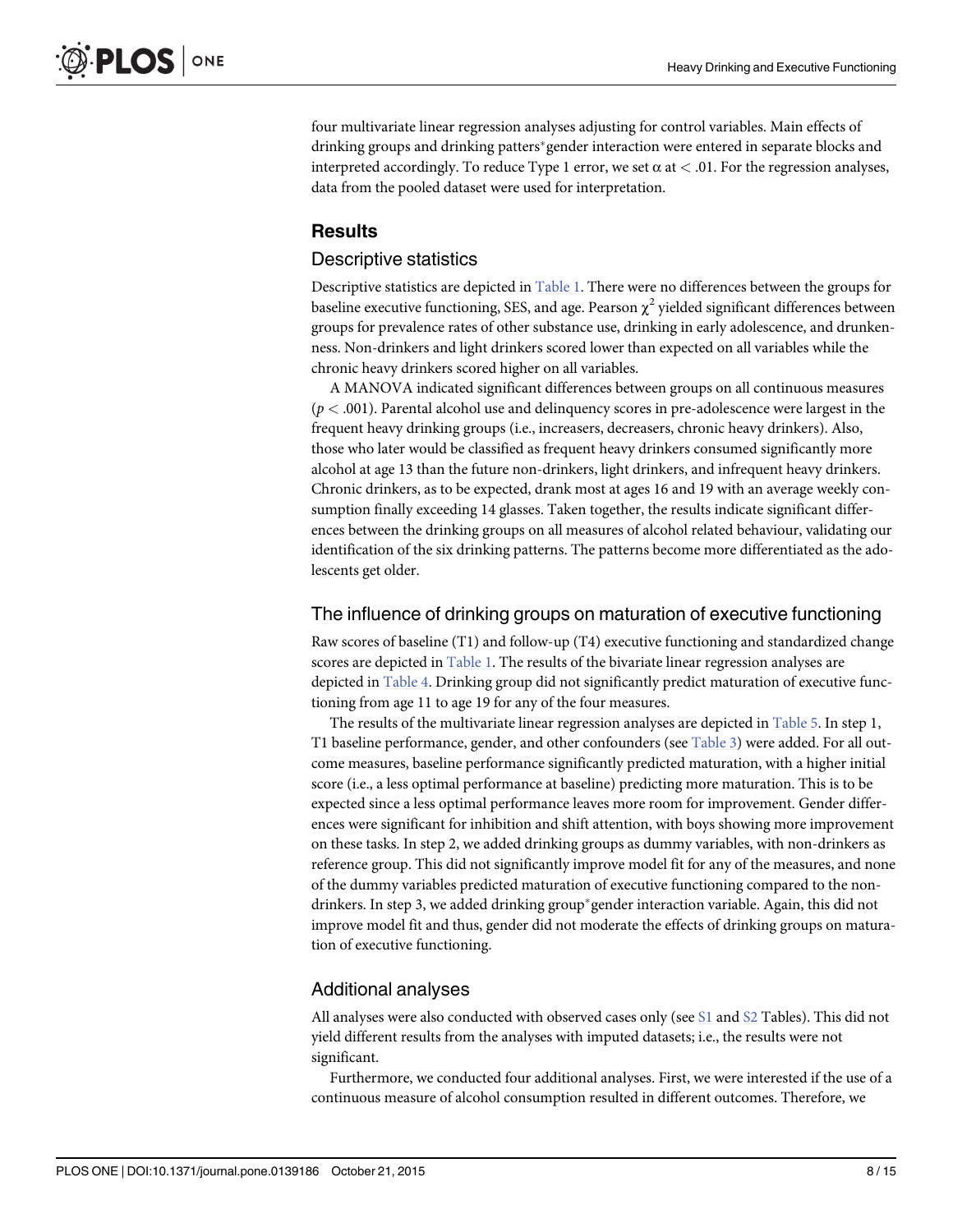four multivariate linear regression analyses adjusting for control variables. Main effects of drinking groups and drinking patters*gender interaction were entered in separate blocks and interpreted accordingly. To reduce Type 1 error, we set α at < .01. For the regression analyses, data from the pooled dataset were used for interpretation.

## Results

### Descriptive statistics

Descriptive statistics are depicted in Table 1. There were no differences between the groups for baseline executive functioning, SES, and age. Pearson $\chi^2$ yielded significant differences between groups for prevalence rates of other substance use, drinking in early adolescence, and drunkenness. Non-drinkers and light drinkers scored lower than expected on all variables while the chronic heavy drinkers scored higher on all variables.

A MANOVA indicated significant differences between groups on all continuous measures ($p < .001$). Parental alcohol use and delinquency scores in pre-adolescence were largest in the frequent heavy drinking groups (i.e., increasers, decreasers, chronic heavy drinkers). Also, those who later would be classified as frequent heavy drinkers consumed significantly more alcohol at age 13 than the future non-drinkers, light drinkers, and infrequent heavy drinkers. Chronic drinkers, as to be expected, drank most at ages 16 and 19 with an average weekly consumption finally exceeding 14 glasses. Taken together, the results indicate significant differences between the drinking groups on all measures of alcohol related behaviour, validating our identification of the six drinking patterns. The patterns become more differentiated as the adolescents get older.

### The influence of drinking groups on maturation of executive functioning

Raw scores of baseline (T1) and follow-up (T4) executive functioning and standardized change scores are depicted in Table 1. The results of the bivariate linear regression analyses are depicted in Table 4. Drinking group did not significantly predict maturation of executive functioning from age 11 to age 19 for any of the four measures.

The results of the multivariate linear regression analyses are depicted in Table 5. In step 1, T1 baseline performance, gender, and other confounders (see Table 3) were added. For all outcome measures, baseline performance significantly predicted maturation, with a higher initial score (i.e., a less optimal performance at baseline) predicting more maturation. This is to be expected since a less optimal performance leaves more room for improvement. Gender differences were significant for inhibition and shift attention, with boys showing more improvement on these tasks. In step 2, we added drinking groups as dummy variables, with non-drinkers as reference group. This did not significantly improve model fit for any of the measures, and none of the dummy variables predicted maturation of executive functioning compared to the non-drinkers. In step 3, we added drinking group*gender interaction variable. Again, this did not improve model fit and thus, gender did not moderate the effects of drinking groups on maturation of executive functioning.

### Additional analyses

All analyses were also conducted with observed cases only (see S1 and S2 Tables). This did not yield different results from the analyses with imputed datasets; i.e., the results were not significant.

Furthermore, we conducted four additional analyses. First, we were interested if the use of a continuous measure of alcohol consumption resulted in different outcomes. Therefore, we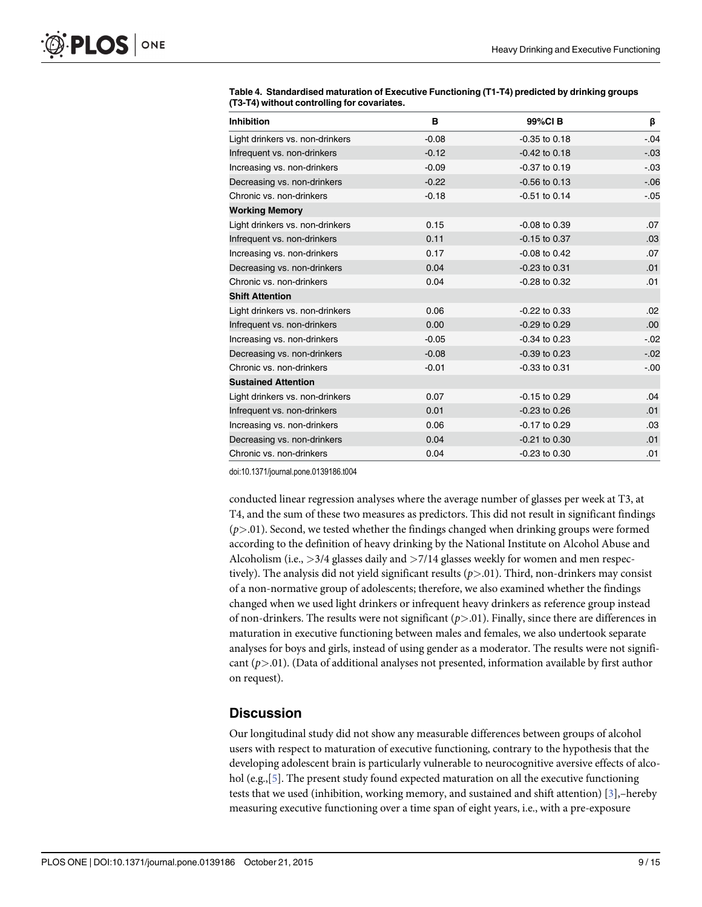**Table 4. Standardised maturation of Executive Functioning (T1-T4) predicted by drinking groups (T3-T4) without controlling for covariates.**

| Inhibition | B | 99%CI B | β |
|---|---|---|---|
| Light drinkers vs. non-drinkers | -0.08 | -0.35 to 0.18 | -.04 |
| Infrequent vs. non-drinkers | -0.12 | -0.42 to 0.18 | -.03 |
| Increasing vs. non-drinkers | -0.09 | -0.37 to 0.19 | -.03 |
| Decreasing vs. non-drinkers | -0.22 | -0.56 to 0.13 | -.06 |
| Chronic vs. non-drinkers | -0.18 | -0.51 to 0.14 | -.05 |
| **Working Memory** | | | |
| Light drinkers vs. non-drinkers | 0.15 | -0.08 to 0.39 | .07 |
| Infrequent vs. non-drinkers | 0.11 | -0.15 to 0.37 | .03 |
| Increasing vs. non-drinkers | 0.17 | -0.08 to 0.42 | .07 |
| Decreasing vs. non-drinkers | 0.04 | -0.23 to 0.31 | .01 |
| Chronic vs. non-drinkers | 0.04 | -0.28 to 0.32 | .01 |
| **Shift Attention** | | | |
| Light drinkers vs. non-drinkers | 0.06 | -0.22 to 0.33 | .02 |
| Infrequent vs. non-drinkers | 0.00 | -0.29 to 0.29 | .00 |
| Increasing vs. non-drinkers | -0.05 | -0.34 to 0.23 | -.02 |
| Decreasing vs. non-drinkers | -0.08 | -0.39 to 0.23 | -.02 |
| Chronic vs. non-drinkers | -0.01 | -0.33 to 0.31 | -.00 |
| **Sustained Attention** | | | |
| Light drinkers vs. non-drinkers | 0.07 | -0.15 to 0.29 | .04 |
| Infrequent vs. non-drinkers | 0.01 | -0.23 to 0.26 | .01 |
| Increasing vs. non-drinkers | 0.06 | -0.17 to 0.29 | .03 |
| Decreasing vs. non-drinkers | 0.04 | -0.21 to 0.30 | .01 |
| Chronic vs. non-drinkers | 0.04 | -0.23 to 0.30 | .01 |

doi:10.1371/journal.pone.0139186.t004

conducted linear regression analyses where the average number of glasses per week at T3, at T4, and the sum of these two measures as predictors. This did not result in significant findings ($p>.01$). Second, we tested whether the findings changed when drinking groups were formed according to the definition of heavy drinking by the National Institute on Alcohol Abuse and Alcoholism (i.e., >3/4 glasses daily and >7/14 glasses weekly for women and men respectively). The analysis did not yield significant results ($p>.01$). Third, non-drinkers may consist of a non-normative group of adolescents; therefore, we also examined whether the findings changed when we used light drinkers or infrequent heavy drinkers as reference group instead of non-drinkers. The results were not significant ($p>.01$). Finally, since there are differences in maturation in executive functioning between males and females, we also undertook separate analyses for boys and girls, instead of using gender as a moderator. The results were not significant ($p>.01$). (Data of additional analyses not presented, information available by first author on request).

## Discussion

Our longitudinal study did not show any measurable differences between groups of alcohol users with respect to maturation of executive functioning, contrary to the hypothesis that the developing adolescent brain is particularly vulnerable to neurocognitive aversive effects of alcohol (e.g.,[5]. The present study found expected maturation on all the executive functioning tests that we used (inhibition, working memory, and sustained and shift attention) [3],–hereby measuring executive functioning over a time span of eight years, i.e., with a pre-exposure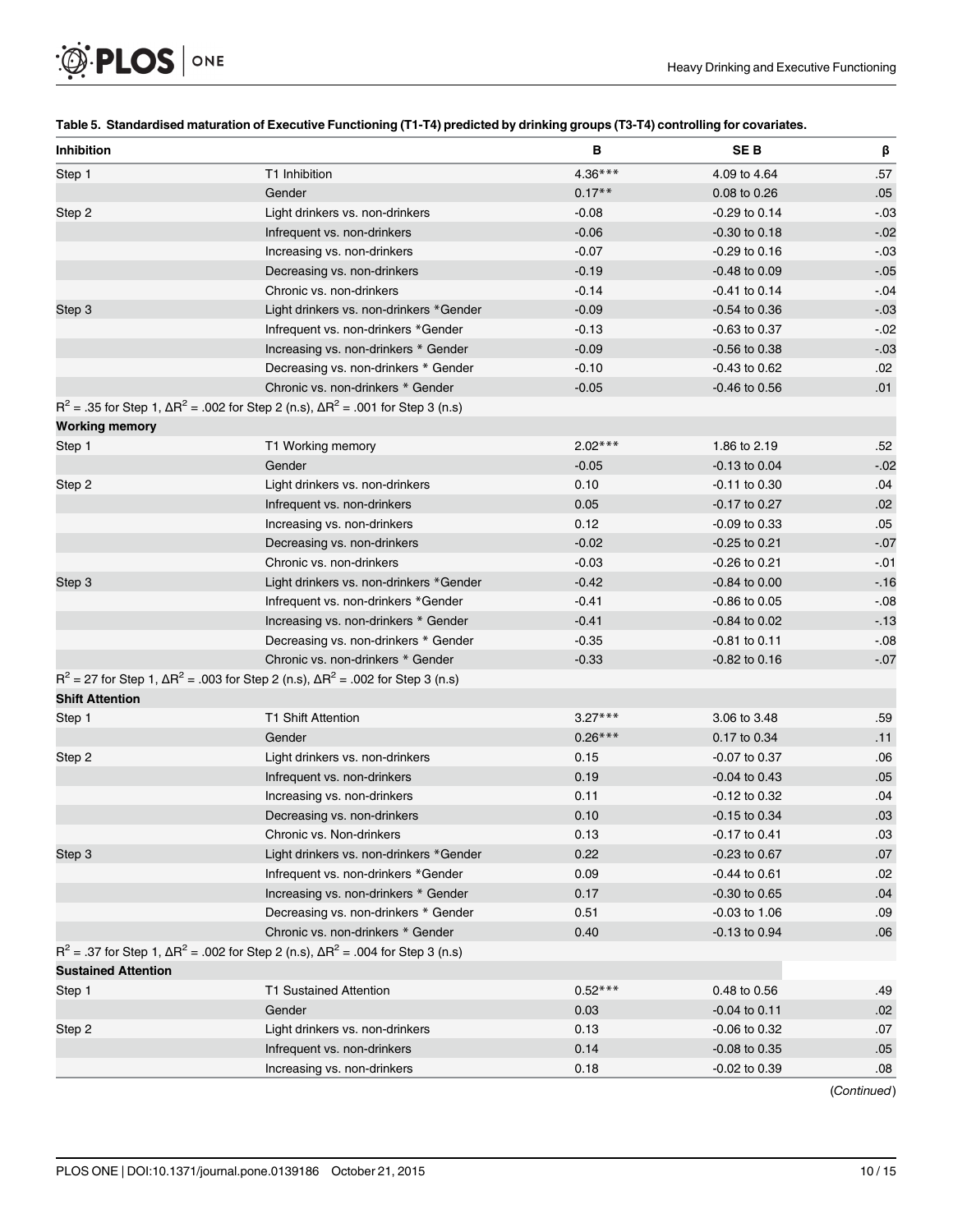**Table 5. Standardised maturation of Executive Functioning (T1-T4) predicted by drinking groups (T3-T4) controlling for covariates.**

| Inhibition | | B | SE B | β |
|---|---|---|---|---|
| Step 1 | T1 Inhibition | 4.36*** | 4.09 to 4.64 | .57 |
| | Gender | 0.17** | 0.08 to 0.26 | .05 |
| Step 2 | Light drinkers vs. non-drinkers | -0.08 | -0.29 to 0.14 | -.03 |
| | Infrequent vs. non-drinkers | -0.06 | -0.30 to 0.18 | -.02 |
| | Increasing vs. non-drinkers | -0.07 | -0.29 to 0.16 | -.03 |
| | Decreasing vs. non-drinkers | -0.19 | -0.48 to 0.09 | -.05 |
| | Chronic vs. non-drinkers | -0.14 | -0.41 to 0.14 | -.04 |
| Step 3 | Light drinkers vs. non-drinkers *Gender | -0.09 | -0.54 to 0.36 | -.03 |
| | Infrequent vs. non-drinkers *Gender | -0.13 | -0.63 to 0.37 | -.02 |
| | Increasing vs. non-drinkers * Gender | -0.09 | -0.56 to 0.38 | -.03 |
| | Decreasing vs. non-drinkers * Gender | -0.10 | -0.43 to 0.62 | .02 |
| | Chronic vs. non-drinkers * Gender | -0.05 | -0.46 to 0.56 | .01 |
| $R^2$ = .35 for Step 1, $\Delta R^2$ = .002 for Step 2 (n.s), $\Delta R^2$ = .001 for Step 3 (n.s) | | | | |
| **Working memory** | | | | |
| Step 1 | T1 Working memory | 2.02*** | 1.86 to 2.19 | .52 |
| | Gender | -0.05 | -0.13 to 0.04 | -.02 |
| Step 2 | Light drinkers vs. non-drinkers | 0.10 | -0.11 to 0.30 | .04 |
| | Infrequent vs. non-drinkers | 0.05 | -0.17 to 0.27 | .02 |
| | Increasing vs. non-drinkers | 0.12 | -0.09 to 0.33 | .05 |
| | Decreasing vs. non-drinkers | -0.02 | -0.25 to 0.21 | -.07 |
| | Chronic vs. non-drinkers | -0.03 | -0.26 to 0.21 | -.01 |
| Step 3 | Light drinkers vs. non-drinkers *Gender | -0.42 | -0.84 to 0.00 | -.16 |
| | Infrequent vs. non-drinkers *Gender | -0.41 | -0.86 to 0.05 | -.08 |
| | Increasing vs. non-drinkers * Gender | -0.41 | -0.84 to 0.02 | -.13 |
| | Decreasing vs. non-drinkers * Gender | -0.35 | -0.81 to 0.11 | -.08 |
| | Chronic vs. non-drinkers * Gender | -0.33 | -0.82 to 0.16 | -.07 |
| $R^2$ = 27 for Step 1, $\Delta R^2$ = .003 for Step 2 (n.s), $\Delta R^2$ = .002 for Step 3 (n.s) | | | | |
| **Shift Attention** | | | | |
| Step 1 | T1 Shift Attention | 3.27*** | 3.06 to 3.48 | .59 |
| | Gender | 0.26*** | 0.17 to 0.34 | .11 |
| Step 2 | Light drinkers vs. non-drinkers | 0.15 | -0.07 to 0.37 | .06 |
| | Infrequent vs. non-drinkers | 0.19 | -0.04 to 0.43 | .05 |
| | Increasing vs. non-drinkers | 0.11 | -0.12 to 0.32 | .04 |
| | Decreasing vs. non-drinkers | 0.10 | -0.15 to 0.34 | .03 |
| | Chronic vs. Non-drinkers | 0.13 | -0.17 to 0.41 | .03 |
| Step 3 | Light drinkers vs. non-drinkers *Gender | 0.22 | -0.23 to 0.67 | .07 |
| | Infrequent vs. non-drinkers *Gender | 0.09 | -0.44 to 0.61 | .02 |
| | Increasing vs. non-drinkers * Gender | 0.17 | -0.30 to 0.65 | .04 |
| | Decreasing vs. non-drinkers * Gender | 0.51 | -0.03 to 1.06 | .09 |
| | Chronic vs. non-drinkers * Gender | 0.40 | -0.13 to 0.94 | .06 |
| $R^2$ = .37 for Step 1, $\Delta R^2$ = .002 for Step 2 (n.s), $\Delta R^2$ = .004 for Step 3 (n.s) | | | | |
| **Sustained Attention** | | | | |
| Step 1 | T1 Sustained Attention | 0.52*** | 0.48 to 0.56 | .49 |
| | Gender | 0.03 | -0.04 to 0.11 | .02 |
| Step 2 | Light drinkers vs. non-drinkers | 0.13 | -0.06 to 0.32 | .07 |
| | Infrequent vs. non-drinkers | 0.14 | -0.08 to 0.35 | .05 |
| | Increasing vs. non-drinkers | 0.18 | -0.02 to 0.39 | .08 |

(Continued)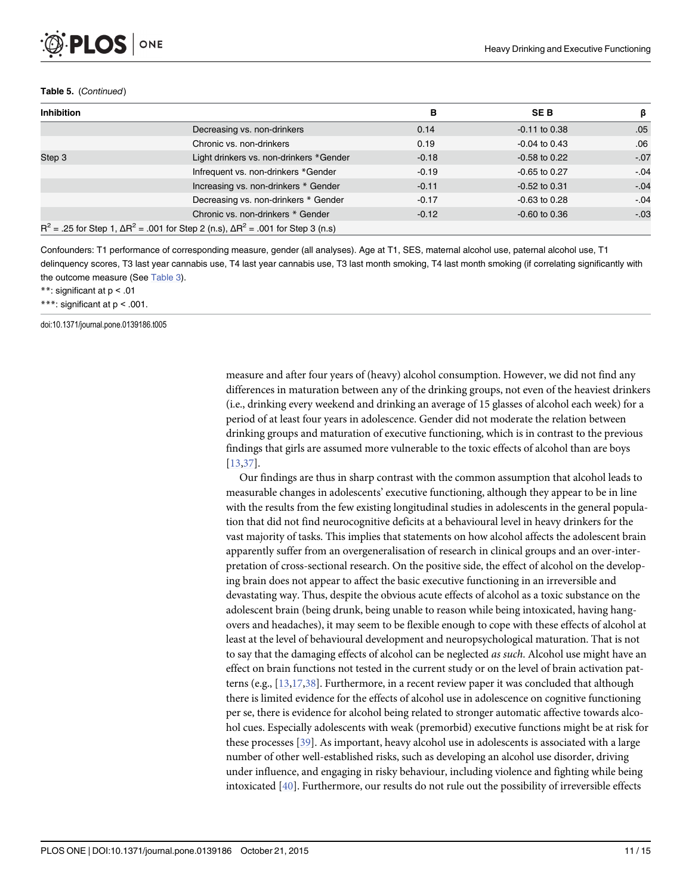**Table 5.** (*Continued*)

| Inhibition | | B | SE B | β |
|---|---|---|---|---|
| | Decreasing vs. non-drinkers | 0.14 | -0.11 to 0.38 | .05 |
| | Chronic vs. non-drinkers | 0.19 | -0.04 to 0.43 | .06 |
| Step 3 | Light drinkers vs. non-drinkers *Gender | -0.18 | -0.58 to 0.22 | -.07 |
| | Infrequent vs. non-drinkers *Gender | -0.19 | -0.65 to 0.27 | -.04 |
| | Increasing vs. non-drinkers * Gender | -0.11 | -0.52 to 0.31 | -.04 |
| | Decreasing vs. non-drinkers * Gender | -0.17 | -0.63 to 0.28 | -.04 |
| | Chronic vs. non-drinkers * Gender | -0.12 | -0.60 to 0.36 | -.03 |
| $R^2$ = .25 for Step 1, $\Delta R^2$ = .001 for Step 2 (n.s), $\Delta R^2$ = .001 for Step 3 (n.s) | | | | |

Confounders: T1 performance of corresponding measure, gender (all analyses). Age at T1, SES, maternal alcohol use, paternal alcohol use, T1 delinquency scores, T3 last year cannabis use, T4 last year cannabis use, T3 last month smoking, T4 last month smoking (if correlating significantly with the outcome measure (See Table 3).

**: significant at p < .01

***: significant at p < .001.

doi:10.1371/journal.pone.0139186.t005

measure and after four years of (heavy) alcohol consumption. However, we did not find any differences in maturation between any of the drinking groups, not even of the heaviest drinkers (i.e., drinking every weekend and drinking an average of 15 glasses of alcohol each week) for a period of at least four years in adolescence. Gender did not moderate the relation between drinking groups and maturation of executive functioning, which is in contrast to the previous findings that girls are assumed more vulnerable to the toxic effects of alcohol than are boys [13,37].

Our findings are thus in sharp contrast with the common assumption that alcohol leads to measurable changes in adolescents' executive functioning, although they appear to be in line with the results from the few existing longitudinal studies in adolescents in the general population that did not find neurocognitive deficits at a behavioural level in heavy drinkers for the vast majority of tasks. This implies that statements on how alcohol affects the adolescent brain apparently suffer from an overgeneralisation of research in clinical groups and an over-interpretation of cross-sectional research. On the positive side, the effect of alcohol on the developing brain does not appear to affect the basic executive functioning in an irreversible and devastating way. Thus, despite the obvious acute effects of alcohol as a toxic substance on the adolescent brain (being drunk, being unable to reason while being intoxicated, having hangovers and headaches), it may seem to be flexible enough to cope with these effects of alcohol at least at the level of behavioural development and neuropsychological maturation. That is not to say that the damaging effects of alcohol can be neglected *as such*. Alcohol use might have an effect on brain functions not tested in the current study or on the level of brain activation patterns (e.g., [13,17,38]. Furthermore, in a recent review paper it was concluded that although there is limited evidence for the effects of alcohol use in adolescence on cognitive functioning per se, there is evidence for alcohol being related to stronger automatic affective towards alcohol cues. Especially adolescents with weak (premorbid) executive functions might be at risk for these processes [39]. As important, heavy alcohol use in adolescents is associated with a large number of other well-established risks, such as developing an alcohol use disorder, driving under influence, and engaging in risky behaviour, including violence and fighting while being intoxicated [40]. Furthermore, our results do not rule out the possibility of irreversible effects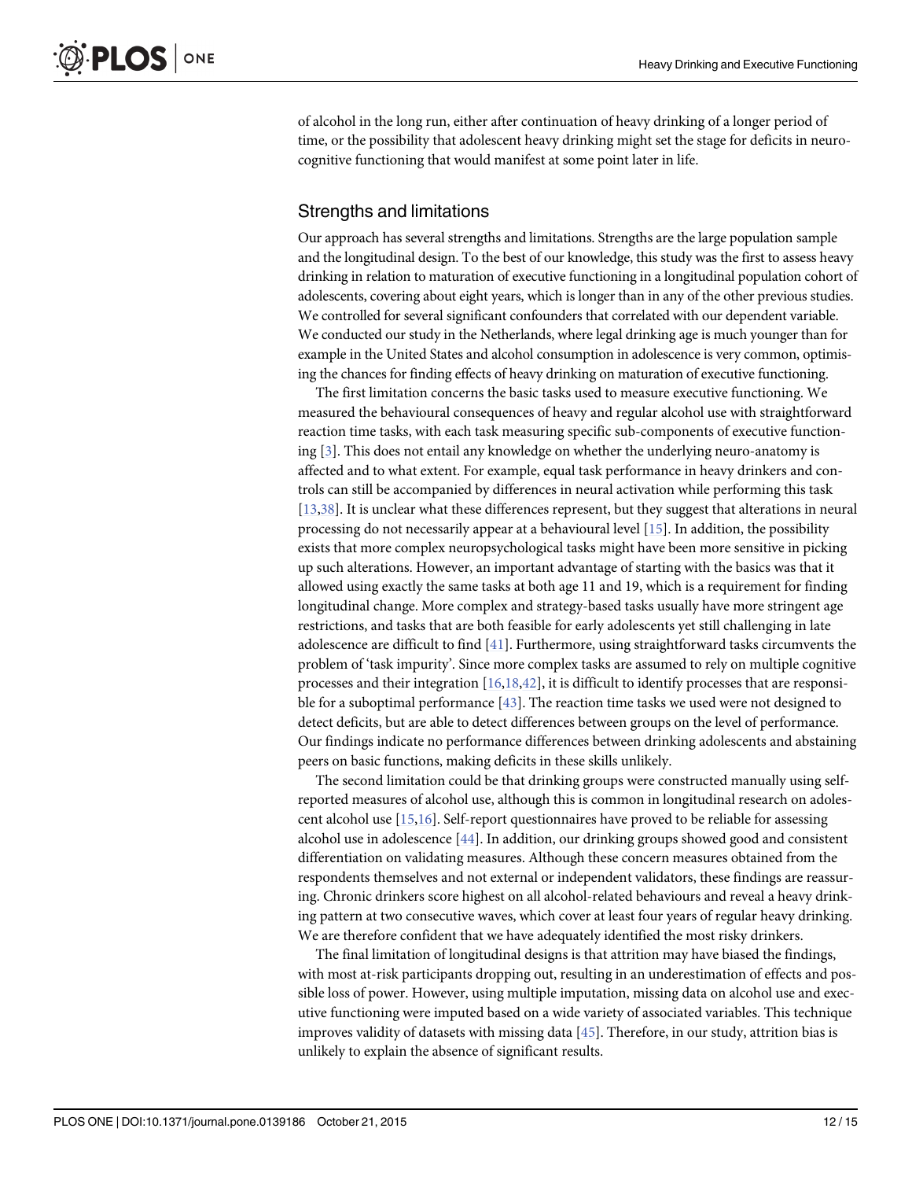of alcohol in the long run, either after continuation of heavy drinking of a longer period of time, or the possibility that adolescent heavy drinking might set the stage for deficits in neurocognitive functioning that would manifest at some point later in life.

## Strengths and limitations

Our approach has several strengths and limitations. Strengths are the large population sample and the longitudinal design. To the best of our knowledge, this study was the first to assess heavy drinking in relation to maturation of executive functioning in a longitudinal population cohort of adolescents, covering about eight years, which is longer than in any of the other previous studies. We controlled for several significant confounders that correlated with our dependent variable. We conducted our study in the Netherlands, where legal drinking age is much younger than for example in the United States and alcohol consumption in adolescence is very common, optimising the chances for finding effects of heavy drinking on maturation of executive functioning.

The first limitation concerns the basic tasks used to measure executive functioning. We measured the behavioural consequences of heavy and regular alcohol use with straightforward reaction time tasks, with each task measuring specific sub-components of executive functioning [3]. This does not entail any knowledge on whether the underlying neuro-anatomy is affected and to what extent. For example, equal task performance in heavy drinkers and controls can still be accompanied by differences in neural activation while performing this task [13,38]. It is unclear what these differences represent, but they suggest that alterations in neural processing do not necessarily appear at a behavioural level [15]. In addition, the possibility exists that more complex neuropsychological tasks might have been more sensitive in picking up such alterations. However, an important advantage of starting with the basics was that it allowed using exactly the same tasks at both age 11 and 19, which is a requirement for finding longitudinal change. More complex and strategy-based tasks usually have more stringent age restrictions, and tasks that are both feasible for early adolescents yet still challenging in late adolescence are difficult to find [41]. Furthermore, using straightforward tasks circumvents the problem of 'task impurity'. Since more complex tasks are assumed to rely on multiple cognitive processes and their integration [16,18,42], it is difficult to identify processes that are responsible for a suboptimal performance [43]. The reaction time tasks we used were not designed to detect deficits, but are able to detect differences between groups on the level of performance. Our findings indicate no performance differences between drinking adolescents and abstaining peers on basic functions, making deficits in these skills unlikely.

The second limitation could be that drinking groups were constructed manually using self-reported measures of alcohol use, although this is common in longitudinal research on adolescent alcohol use [15,16]. Self-report questionnaires have proved to be reliable for assessing alcohol use in adolescence [44]. In addition, our drinking groups showed good and consistent differentiation on validating measures. Although these concern measures obtained from the respondents themselves and not external or independent validators, these findings are reassuring. Chronic drinkers score highest on all alcohol-related behaviours and reveal a heavy drinking pattern at two consecutive waves, which cover at least four years of regular heavy drinking. We are therefore confident that we have adequately identified the most risky drinkers.

The final limitation of longitudinal designs is that attrition may have biased the findings, with most at-risk participants dropping out, resulting in an underestimation of effects and possible loss of power. However, using multiple imputation, missing data on alcohol use and executive functioning were imputed based on a wide variety of associated variables. This technique improves validity of datasets with missing data [45]. Therefore, in our study, attrition bias is unlikely to explain the absence of significant results.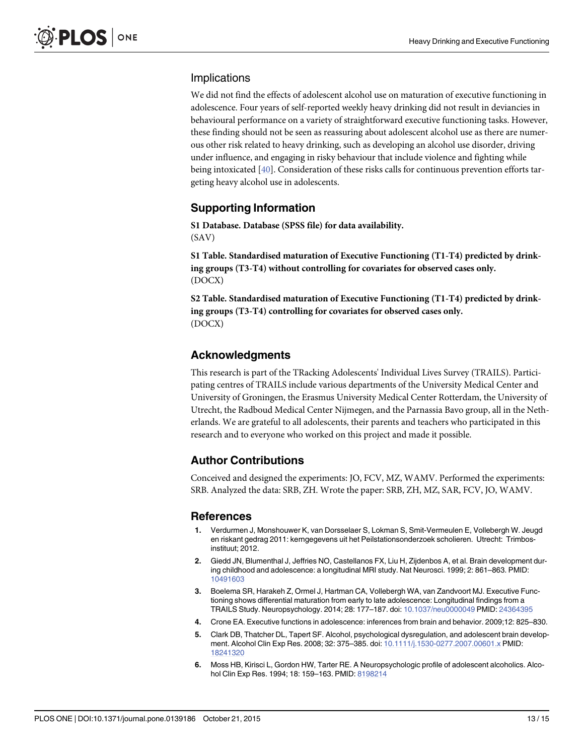### Implications

We did not find the effects of adolescent alcohol use on maturation of executive functioning in adolescence. Four years of self-reported weekly heavy drinking did not result in deviancies in behavioural performance on a variety of straightforward executive functioning tasks. However, these finding should not be seen as reassuring about adolescent alcohol use as there are numerous other risk related to heavy drinking, such as developing an alcohol use disorder, driving under influence, and engaging in risky behaviour that include violence and fighting while being intoxicated [40]. Consideration of these risks calls for continuous prevention efforts targeting heavy alcohol use in adolescents.

## Supporting Information

**S1 Database. Database (SPSS file) for data availability.**
(SAV)

**S1 Table. Standardised maturation of Executive Functioning (T1-T4) predicted by drinking groups (T3-T4) without controlling for covariates for observed cases only.**
(DOCX)

**S2 Table. Standardised maturation of Executive Functioning (T1-T4) predicted by drinking groups (T3-T4) controlling for covariates for observed cases only.**
(DOCX)

## Acknowledgments

This research is part of the TRacking Adolescents' Individual Lives Survey (TRAILS). Participating centres of TRAILS include various departments of the University Medical Center and University of Groningen, the Erasmus University Medical Center Rotterdam, the University of Utrecht, the Radboud Medical Center Nijmegen, and the Parnassia Bavo group, all in the Netherlands. We are grateful to all adolescents, their parents and teachers who participated in this research and to everyone who worked on this project and made it possible.

## Author Contributions

Conceived and designed the experiments: JO, FCV, MZ, WAMV. Performed the experiments: SRB. Analyzed the data: SRB, ZH. Wrote the paper: SRB, ZH, MZ, SAR, FCV, JO, WAMV.

## References

1. Verdurmen J, Monshouwer K, van Dorsselaer S, Lokman S, Smit-Vermeulen E, Vollebergh W. Jeugd en riskant gedrag 2011: kerngegevens uit het Peilstationsonderzoek scholieren. Utrecht: Trimbos-instituut; 2012.
2. Giedd JN, Blumenthal J, Jeffries NO, Castellanos FX, Liu H, Zijdenbos A, et al. Brain development during childhood and adolescence: a longitudinal MRI study. Nat Neurosci. 1999; 2: 861–863. PMID: 10491603
3. Boelema SR, Harakeh Z, Ormel J, Hartman CA, Vollebergh WA, van Zandvoort MJ. Executive Functioning shows differential maturation from early to late adolescence: Longitudinal findings from a TRAILS Study. Neuropsychology. 2014; 28: 177–187. doi: 10.1037/neu0000049 PMID: 24364395
4. Crone EA. Executive functions in adolescence: inferences from brain and behavior. 2009;12: 825–830.
5. Clark DB, Thatcher DL, Tapert SF. Alcohol, psychological dysregulation, and adolescent brain development. Alcohol Clin Exp Res. 2008; 32: 375–385. doi: 10.1111/j.1530-0277.2007.00601.x PMID: 18241320
6. Moss HB, Kirisci L, Gordon HW, Tarter RE. A Neuropsychologic profile of adolescent alcoholics. Alcohol Clin Exp Res. 1994; 18: 159–163. PMID: 8198214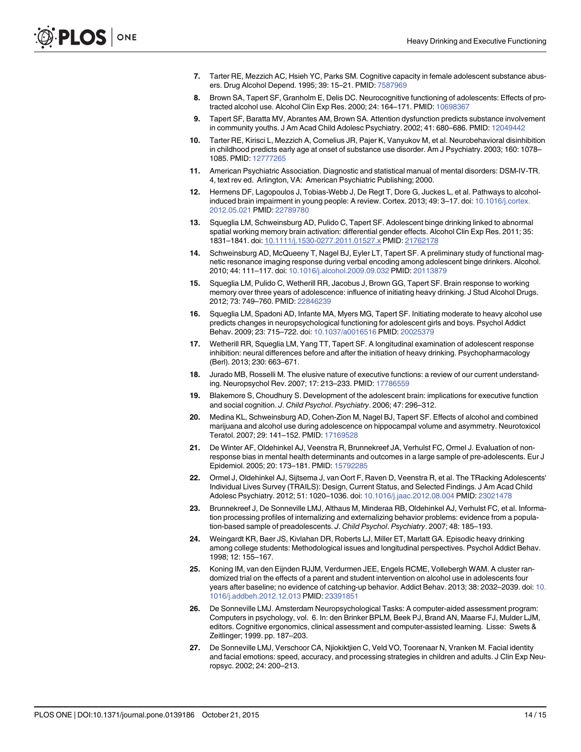7. Tarter RE, Mezzich AC, Hsieh YC, Parks SM. Cognitive capacity in female adolescent substance abusers. Drug Alcohol Depend. 1995; 39: 15–21. PMID: 7587969

8. Brown SA, Tapert SF, Granholm E, Delis DC. Neurocognitive functioning of adolescents: Effects of protracted alcohol use. Alcohol Clin Exp Res. 2000; 24: 164–171. PMID: 10698367

9. Tapert SF, Baratta MV, Abrantes AM, Brown SA. Attention dysfunction predicts substance involvement in community youths. J Am Acad Child Adolesc Psychiatry. 2002; 41: 680–686. PMID: 12049442

10. Tarter RE, Kirisci L, Mezzich A, Cornelius JR, Pajer K, Vanyukov M, et al. Neurobehavioral disinhibition in childhood predicts early age at onset of substance use disorder. Am J Psychiatry. 2003; 160: 1078–1085. PMID: 12777265

11. American Psychiatric Association. Diagnostic and statistical manual of mental disorders: DSM-IV-TR. 4, text rev ed. Arlington, VA: American Psychiatric Publishing; 2000.

12. Hermens DF, Lagopoulos J, Tobias-Webb J, De Regt T, Dore G, Juckes L, et al. Pathways to alcohol-induced brain impairment in young people: A review. Cortex. 2013; 49: 3–17. doi: 10.1016/j.cortex.2012.05.021 PMID: 22789780

13. Squeglia LM, Schweinsburg AD, Pulido C, Tapert SF. Adolescent binge drinking linked to abnormal spatial working memory brain activation: differential gender effects. Alcohol Clin Exp Res. 2011; 35: 1831–1841. doi: 10.1111/j.1530-0277.2011.01527.x PMID: 21762178

14. Schweinsburg AD, McQueeny T, Nagel BJ, Eyler LT, Tapert SF. A preliminary study of functional magnetic resonance imaging response during verbal encoding among adolescent binge drinkers. Alcohol. 2010; 44: 111–117. doi: 10.1016/j.alcohol.2009.09.032 PMID: 20113879

15. Squeglia LM, Pulido C, Wetherill RR, Jacobus J, Brown GG, Tapert SF. Brain response to working memory over three years of adolescence: influence of initiating heavy drinking. J Stud Alcohol Drugs. 2012; 73: 749–760. PMID: 22846239

16. Squeglia LM, Spadoni AD, Infante MA, Myers MG, Tapert SF. Initiating moderate to heavy alcohol use predicts changes in neuropsychological functioning for adolescent girls and boys. Psychol Addict Behav. 2009; 23: 715–722. doi: 10.1037/a0016516 PMID: 20025379

17. Wetherill RR, Squeglia LM, Yang TT, Tapert SF. A longitudinal examination of adolescent response inhibition: neural differences before and after the initiation of heavy drinking. Psychopharmacology (Berl). 2013; 230: 663–671.

18. Jurado MB, Rosselli M. The elusive nature of executive functions: a review of our current understanding. Neuropsychol Rev. 2007; 17: 213–233. PMID: 17786559

19. Blakemore S, Choudhury S. Development of the adolescent brain: implications for executive function and social cognition. *J. Child Psychol. Psychiatry*. 2006; 47: 296–312.

20. Medina KL, Schweinsburg AD, Cohen-Zion M, Nagel BJ, Tapert SF. Effects of alcohol and combined marijuana and alcohol use during adolescence on hippocampal volume and asymmetry. Neurotoxicol Teratol. 2007; 29: 141–152. PMID: 17169528

21. De Winter AF, Oldehinkel AJ, Veenstra R, Brunnekreef JA, Verhulst FC, Ormel J. Evaluation of non-response bias in mental health determinants and outcomes in a large sample of pre-adolescents. Eur J Epidemiol. 2005; 20: 173–181. PMID: 15792285

22. Ormel J, Oldehinkel AJ, Sijtsema J, van Oort F, Raven D, Veenstra R, et al. The TRacking Adolescents' Individual Lives Survey (TRAILS): Design, Current Status, and Selected Findings. J Am Acad Child Adolesc Psychiatry. 2012; 51: 1020–1036. doi: 10.1016/j.jaac.2012.08.004 PMID: 23021478

23. Brunnekreef J, De Sonneville LMJ, Althaus M, Minderaa RB, Oldehinkel AJ, Verhulst FC, et al. Information processing profiles of internalizing and externalizing behavior problems: evidence from a population-based sample of preadolescents. *J. Child Psychol. Psychiatry*. 2007; 48: 185–193.

24. Weingardt KR, Baer JS, Kivlahan DR, Roberts LJ, Miller ET, Marlatt GA. Episodic heavy drinking among college students: Methodological issues and longitudinal perspectives. Psychol Addict Behav. 1998; 12: 155–167.

25. Koning IM, van den Eijnden RJJM, Verdurmen JEE, Engels RCME, Vollebergh WAM. A cluster randomized trial on the effects of a parent and student intervention on alcohol use in adolescents four years after baseline; no evidence of catching-up behavior. Addict Behav. 2013; 38: 2032–2039. doi: 10.1016/j.addbeh.2012.12.013 PMID: 23391851

26. De Sonneville LMJ. Amsterdam Neuropsychological Tasks: A computer-aided assessment program: Computers in psychology, vol. 6. In: den Brinker BPLM, Beek PJ, Brand AN, Maarse FJ, Mulder LJM, editors. Cognitive ergonomics, clinical assessment and computer-assisted learning. Lisse: Swets & Zeitlinger; 1999. pp. 187–203.

27. De Sonneville LMJ, Verschoor CA, Njiokiktjien C, Veld VO, Toorenaar N, Vranken M. Facial identity and facial emotions: speed, accuracy, and processing strategies in children and adults. J Clin Exp Neuropsyc. 2002; 24: 200–213.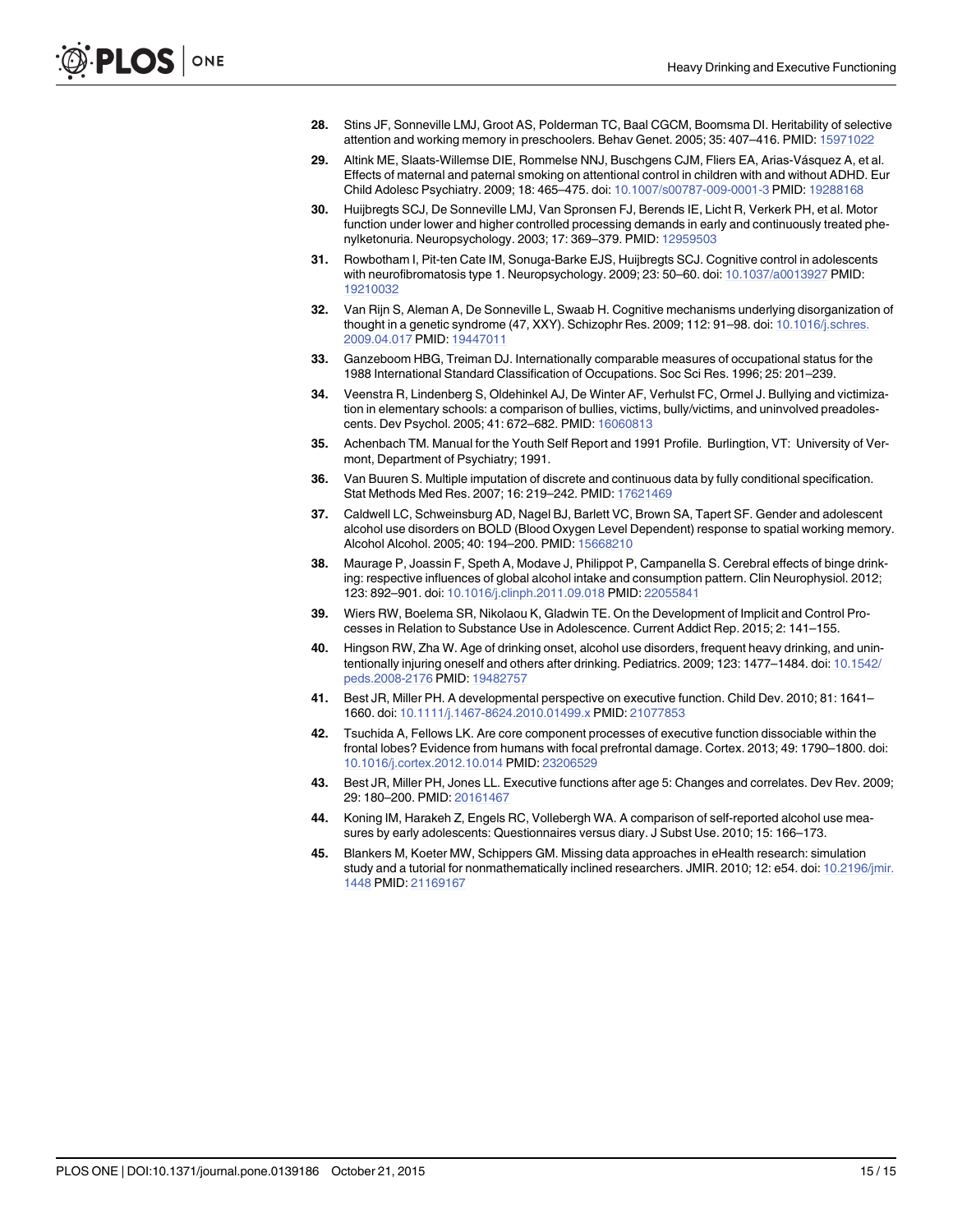28. Stins JF, Sonneville LMJ, Groot AS, Polderman TC, Baal CGCM, Boomsma DI. Heritability of selective attention and working memory in preschoolers. Behav Genet. 2005; 35: 407–416. PMID: 15971022

29. Altink ME, Slaats-Willemse DIE, Rommelse NNJ, Buschgens CJM, Fliers EA, Arias-Vásquez A, et al. Effects of maternal and paternal smoking on attentional control in children with and without ADHD. Eur Child Adolesc Psychiatry. 2009; 18: 465–475. doi: 10.1007/s00787-009-0001-3 PMID: 19288168

30. Huijbregts SCJ, De Sonneville LMJ, Van Spronsen FJ, Berends IE, Licht R, Verkerk PH, et al. Motor function under lower and higher controlled processing demands in early and continuously treated phenylketonuria. Neuropsychology. 2003; 17: 369–379. PMID: 12959503

31. Rowbotham I, Pit-ten Cate IM, Sonuga-Barke EJS, Huijbregts SCJ. Cognitive control in adolescents with neurofibromatosis type 1. Neuropsychology. 2009; 23: 50–60. doi: 10.1037/a0013927 PMID: 19210032

32. Van Rijn S, Aleman A, De Sonneville L, Swaab H. Cognitive mechanisms underlying disorganization of thought in a genetic syndrome (47, XXY). Schizophr Res. 2009; 112: 91–98. doi: 10.1016/j.schres.2009.04.017 PMID: 19447011

33. Ganzeboom HBG, Treiman DJ. Internationally comparable measures of occupational status for the 1988 International Standard Classification of Occupations. Soc Sci Res. 1996; 25: 201–239.

34. Veenstra R, Lindenberg S, Oldehinkel AJ, De Winter AF, Verhulst FC, Ormel J. Bullying and victimization in elementary schools: a comparison of bullies, victims, bully/victims, and uninvolved preadolescents. Dev Psychol. 2005; 41: 672–682. PMID: 16060813

35. Achenbach TM. Manual for the Youth Self Report and 1991 Profile. Burlingtion, VT: University of Vermont, Department of Psychiatry; 1991.

36. Van Buuren S. Multiple imputation of discrete and continuous data by fully conditional specification. Stat Methods Med Res. 2007; 16: 219–242. PMID: 17621469

37. Caldwell LC, Schweinsburg AD, Nagel BJ, Barlett VC, Brown SA, Tapert SF. Gender and adolescent alcohol use disorders on BOLD (Blood Oxygen Level Dependent) response to spatial working memory. Alcohol Alcohol. 2005; 40: 194–200. PMID: 15668210

38. Maurage P, Joassin F, Speth A, Modave J, Philippot P, Campanella S. Cerebral effects of binge drinking: respective influences of global alcohol intake and consumption pattern. Clin Neurophysiol. 2012; 123: 892–901. doi: 10.1016/j.clinph.2011.09.018 PMID: 22055841

39. Wiers RW, Boelema SR, Nikolaou K, Gladwin TE. On the Development of Implicit and Control Processes in Relation to Substance Use in Adolescence. Current Addict Rep. 2015; 2: 141–155.

40. Hingson RW, Zha W. Age of drinking onset, alcohol use disorders, frequent heavy drinking, and unintentionally injuring oneself and others after drinking. Pediatrics. 2009; 123: 1477–1484. doi: 10.1542/peds.2008-2176 PMID: 19482757

41. Best JR, Miller PH. A developmental perspective on executive function. Child Dev. 2010; 81: 1641–1660. doi: 10.1111/j.1467-8624.2010.01499.x PMID: 21077853

42. Tsuchida A, Fellows LK. Are core component processes of executive function dissociable within the frontal lobes? Evidence from humans with focal prefrontal damage. Cortex. 2013; 49: 1790–1800. doi: 10.1016/j.cortex.2012.10.014 PMID: 23206529

43. Best JR, Miller PH, Jones LL. Executive functions after age 5: Changes and correlates. Dev Rev. 2009; 29: 180–200. PMID: 20161467

44. Koning IM, Harakeh Z, Engels RC, Vollebergh WA. A comparison of self-reported alcohol use measures by early adolescents: Questionnaires versus diary. J Subst Use. 2010; 15: 166–173.

45. Blankers M, Koeter MW, Schippers GM. Missing data approaches in eHealth research: simulation study and a tutorial for nonmathematically inclined researchers. JMIR. 2010; 12: e54. doi: 10.2196/jmir.1448 PMID: 21169167